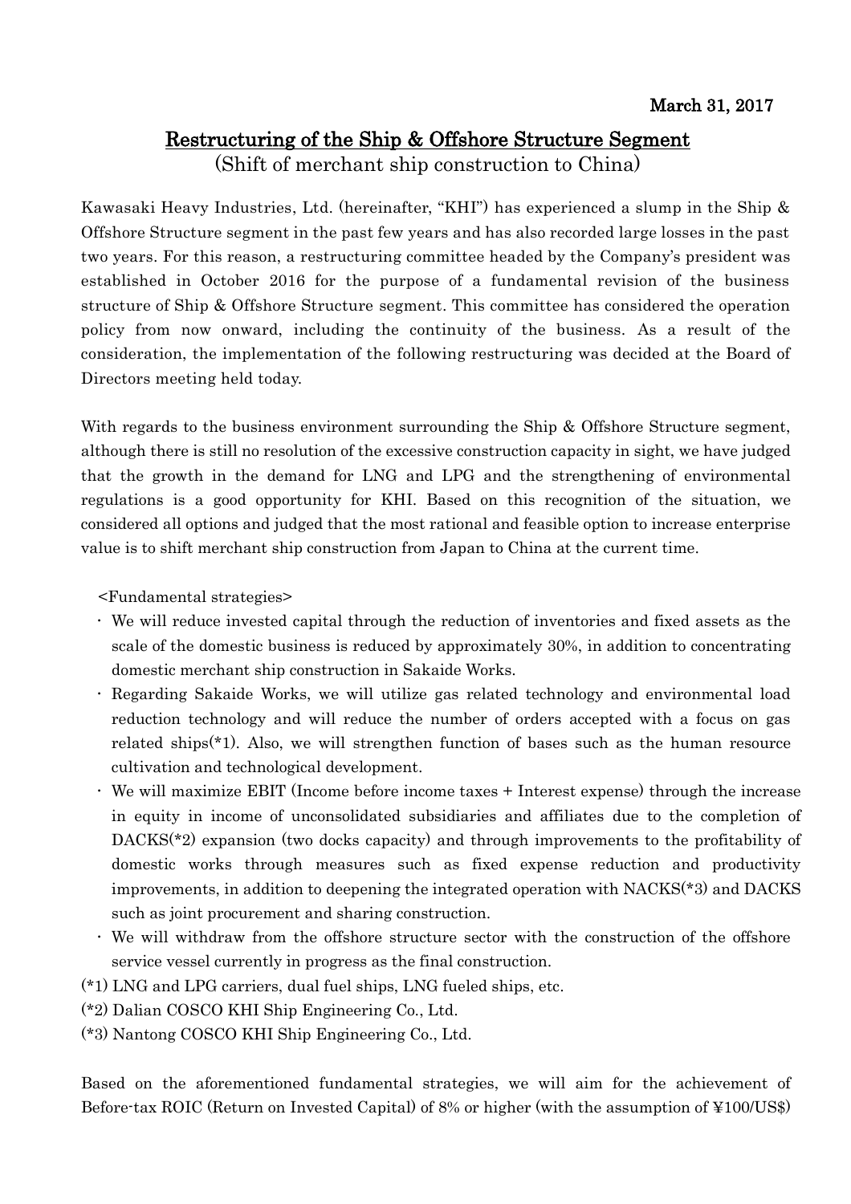**March 31, 2017**

# Restructuring of the Ship & Offshore Structure Segment

(Shift of merchant ship construction to China)

Kawasaki Heavy Industries, Ltd. (hereinafter, "KHI") has experienced a slump in the Ship & Offshore Structure segment in the past few years and has also recorded large losses in the past two years. For this reason, a restructuring committee headed by the Company's president was established in October 2016 for the purpose of a fundamental revision of the business structure of Ship & Offshore Structure segment. This committee has considered the operation policy from now onward, including the continuity of the business. As a result of the consideration, the implementation of the following restructuring was decided at the Board of Directors meeting held today.

With regards to the business environment surrounding the Ship & Offshore Structure segment, although there is still no resolution of the excessive construction capacity in sight, we have judged that the growth in the demand for LNG and LPG and the strengthening of environmental regulations is a good opportunity for KHI. Based on this recognition of the situation, we considered all options and judged that the most rational and feasible option to increase enterprise value is to shift merchant ship construction from Japan to China at the current time.

<Fundamental strategies>

- We will reduce invested capital through the reduction of inventories and fixed assets as the scale of the domestic business is reduced by approximately 30%, in addition to concentrating domestic merchant ship construction in Sakaide Works.
- Regarding Sakaide Works, we will utilize gas related technology and environmental load reduction technology and will reduce the number of orders accepted with a focus on gas related ships(*1). Also, we will strengthen function of bases such as the human resource cultivation and technological development.
- We will maximize EBIT (Income before income taxes + Interest expense) through the increase in equity in income of unconsolidated subsidiaries and affiliates due to the completion of DACKS(*2) expansion (two docks capacity) and through improvements to the profitability of domestic works through measures such as fixed expense reduction and productivity improvements, in addition to deepening the integrated operation with NACKS(*3) and DACKS such as joint procurement and sharing construction.
- We will withdraw from the offshore structure sector with the construction of the offshore service vessel currently in progress as the final construction.

(*1) LNG and LPG carriers, dual fuel ships, LNG fueled ships, etc.

(*2) Dalian COSCO KHI Ship Engineering Co., Ltd.

(*3) Nantong COSCO KHI Ship Engineering Co., Ltd.

Based on the aforementioned fundamental strategies, we will aim for the achievement of Before-tax ROIC (Return on Invested Capital) of 8% or higher (with the assumption of ¥100/US$)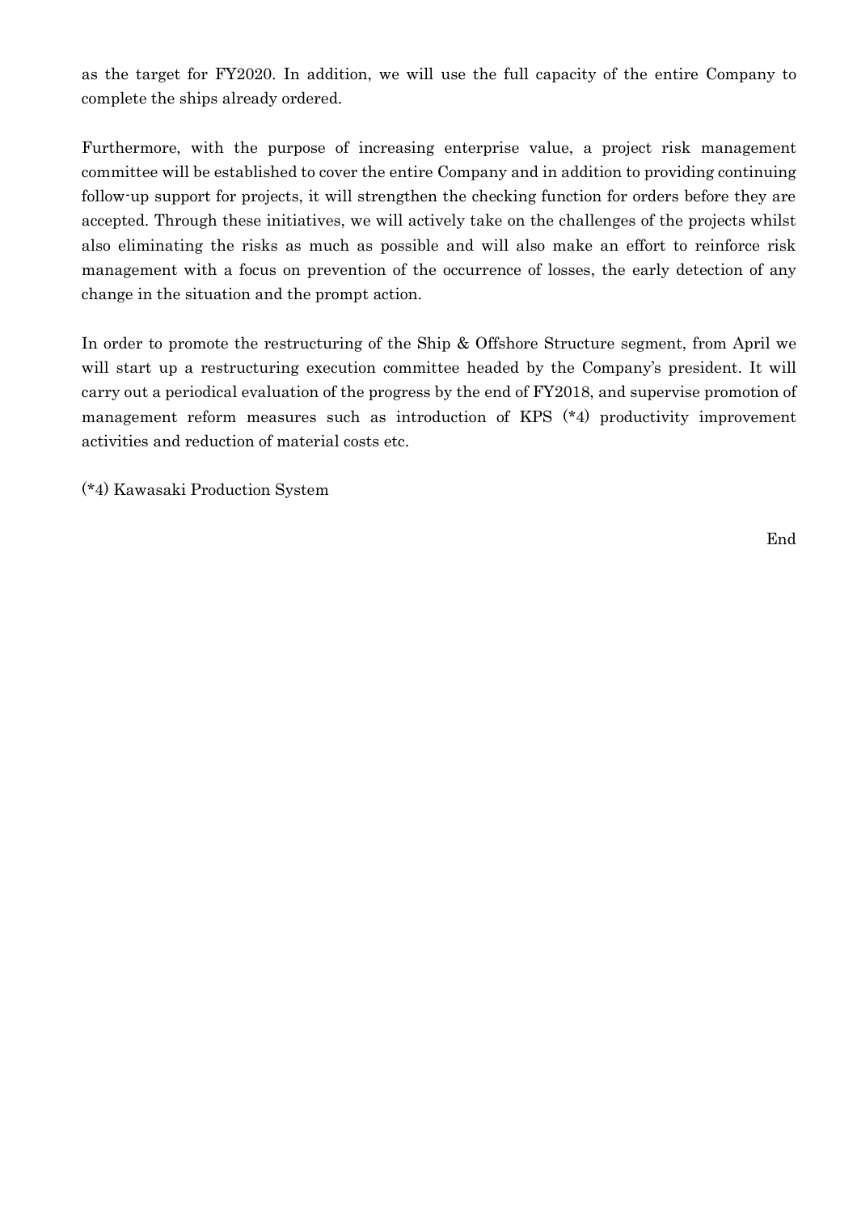as the target for FY2020. In addition, we will use the full capacity of the entire Company to complete the ships already ordered.

Furthermore, with the purpose of increasing enterprise value, a project risk management committee will be established to cover the entire Company and in addition to providing continuing follow-up support for projects, it will strengthen the checking function for orders before they are accepted. Through these initiatives, we will actively take on the challenges of the projects whilst also eliminating the risks as much as possible and will also make an effort to reinforce risk management with a focus on prevention of the occurrence of losses, the early detection of any change in the situation and the prompt action.

In order to promote the restructuring of the Ship & Offshore Structure segment, from April we will start up a restructuring execution committee headed by the Company's president. It will carry out a periodical evaluation of the progress by the end of FY2018, and supervise promotion of management reform measures such as introduction of KPS (*4) productivity improvement activities and reduction of material costs etc.

(*4) Kawasaki Production System

End